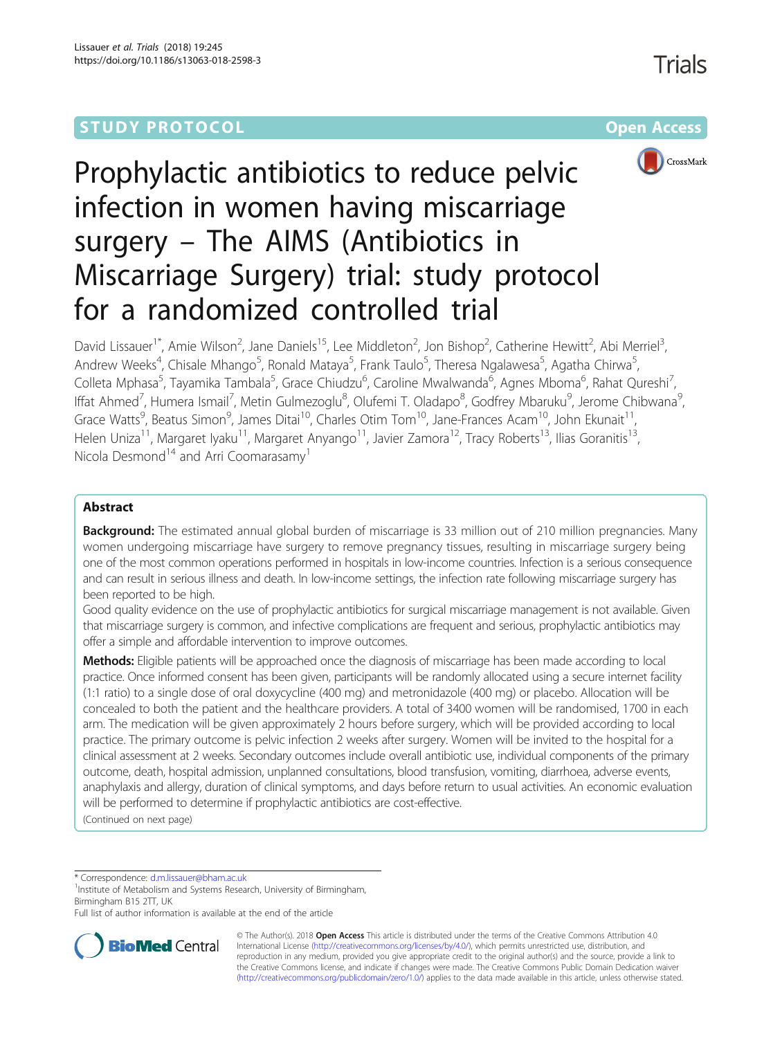STUDY PROTOCOL Open Access

# Prophylactic antibiotics to reduce pelvic infection in women having miscarriage surgery – The AIMS (Antibiotics in Miscarriage Surgery) trial: study protocol for a randomized controlled trial

David Lissauer[1*], Amie Wilson[2], Jane Daniels[15], Lee Middleton[2], Jon Bishop[2], Catherine Hewitt[2], Abi Merriel[3], Andrew Weeks[4], Chisale Mhango[5], Ronald Mataya[5], Frank Taulo[5], Theresa Ngalawesa[5], Agatha Chirwa[5], Colleta Mphasa[5], Tayamika Tambala[5], Grace Chiudzu[6], Caroline Mwalwanda[6], Agnes Mboma[6], Rahat Qureshi[7], Iffat Ahmed[7], Humera Ismail[7], Metin Gulmezoglu[8], Olufemi T. Oladapo[8], Godfrey Mbaruku[9], Jerome Chibwana[9], Grace Watts[9], Beatus Simon[9], James Ditai[10], Charles Otim Tom[10], Jane-Frances Acam[10], John Ekunait[11], Helen Uniza[11], Margaret Iyaku[11], Margaret Anyango[11], Javier Zamora[12], Tracy Roberts[13], Ilias Goranitis[13], Nicola Desmond[14] and Arri Coomarasamy[1]

## Abstract

**Background:** The estimated annual global burden of miscarriage is 33 million out of 210 million pregnancies. Many women undergoing miscarriage have surgery to remove pregnancy tissues, resulting in miscarriage surgery being one of the most common operations performed in hospitals in low-income countries. Infection is a serious consequence and can result in serious illness and death. In low-income settings, the infection rate following miscarriage surgery has been reported to be high.

Good quality evidence on the use of prophylactic antibiotics for surgical miscarriage management is not available. Given that miscarriage surgery is common, and infective complications are frequent and serious, prophylactic antibiotics may offer a simple and affordable intervention to improve outcomes.

**Methods:** Eligible patients will be approached once the diagnosis of miscarriage has been made according to local practice. Once informed consent has been given, participants will be randomly allocated using a secure internet facility (1:1 ratio) to a single dose of oral doxycycline (400 mg) and metronidazole (400 mg) or placebo. Allocation will be concealed to both the patient and the healthcare providers. A total of 3400 women will be randomised, 1700 in each arm. The medication will be given approximately 2 hours before surgery, which will be provided according to local practice. The primary outcome is pelvic infection 2 weeks after surgery. Women will be invited to the hospital for a clinical assessment at 2 weeks. Secondary outcomes include overall antibiotic use, individual components of the primary outcome, death, hospital admission, unplanned consultations, blood transfusion, vomiting, diarrhoea, adverse events, anaphylaxis and allergy, duration of clinical symptoms, and days before return to usual activities. An economic evaluation will be performed to determine if prophylactic antibiotics are cost-effective.

(Continued on next page)

\* Correspondence: d.m.lissauer@bham.ac.uk

[1]Institute of Metabolism and Systems Research, University of Birmingham, Birmingham B15 2TT, UK

Full list of author information is available at the end of the article

© The Author(s). 2018 **Open Access** This article is distributed under the terms of the Creative Commons Attribution 4.0 International License (http://creativecommons.org/licenses/by/4.0/), which permits unrestricted use, distribution, and reproduction in any medium, provided you give appropriate credit to the original author(s) and the source, provide a link to the Creative Commons license, and indicate if changes were made. The Creative Commons Public Domain Dedication waiver (http://creativecommons.org/publicdomain/zero/1.0/) applies to the data made available in this article, unless otherwise stated.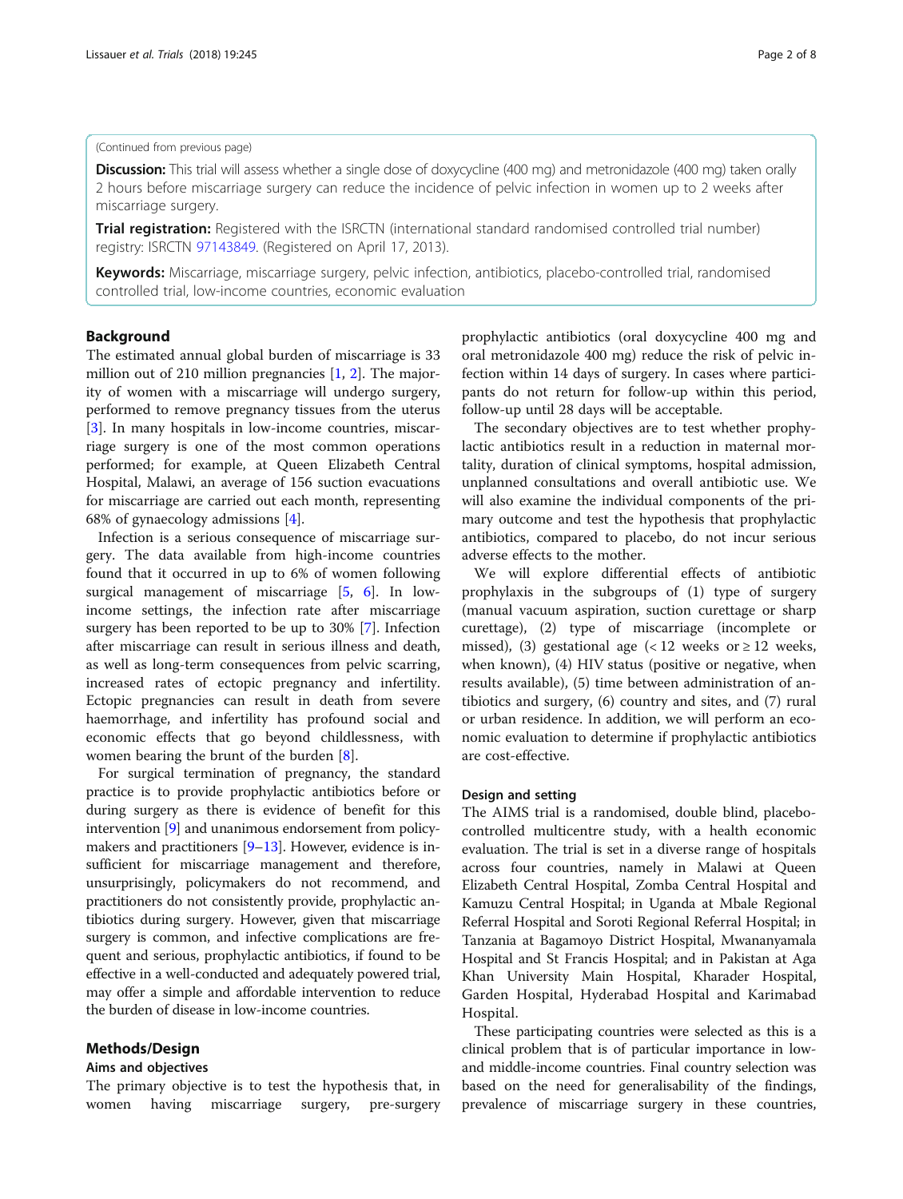(Continued from previous page)

**Discussion:** This trial will assess whether a single dose of doxycycline (400 mg) and metronidazole (400 mg) taken orally 2 hours before miscarriage surgery can reduce the incidence of pelvic infection in women up to 2 weeks after miscarriage surgery.

**Trial registration:** Registered with the ISRCTN (international standard randomised controlled trial number) registry: ISRCTN 97143849. (Registered on April 17, 2013).

**Keywords:** Miscarriage, miscarriage surgery, pelvic infection, antibiotics, placebo-controlled trial, randomised controlled trial, low-income countries, economic evaluation

## Background

The estimated annual global burden of miscarriage is 33 million out of 210 million pregnancies [1, 2]. The majority of women with a miscarriage will undergo surgery, performed to remove pregnancy tissues from the uterus [3]. In many hospitals in low-income countries, miscarriage surgery is one of the most common operations performed; for example, at Queen Elizabeth Central Hospital, Malawi, an average of 156 suction evacuations for miscarriage are carried out each month, representing 68% of gynaecology admissions [4].

Infection is a serious consequence of miscarriage surgery. The data available from high-income countries found that it occurred in up to 6% of women following surgical management of miscarriage [5, 6]. In low-income settings, the infection rate after miscarriage surgery has been reported to be up to 30% [7]. Infection after miscarriage can result in serious illness and death, as well as long-term consequences from pelvic scarring, increased rates of ectopic pregnancy and infertility. Ectopic pregnancies can result in death from severe haemorrhage, and infertility has profound social and economic effects that go beyond childlessness, with women bearing the brunt of the burden [8].

For surgical termination of pregnancy, the standard practice is to provide prophylactic antibiotics before or during surgery as there is evidence of benefit for this intervention [9] and unanimous endorsement from policymakers and practitioners [9–13]. However, evidence is insufficient for miscarriage management and therefore, unsurprisingly, policymakers do not recommend, and practitioners do not consistently provide, prophylactic antibiotics during surgery. However, given that miscarriage surgery is common, and infective complications are frequent and serious, prophylactic antibiotics, if found to be effective in a well-conducted and adequately powered trial, may offer a simple and affordable intervention to reduce the burden of disease in low-income countries.

## Methods/Design

### Aims and objectives

The primary objective is to test the hypothesis that, in women having miscarriage surgery, pre-surgery prophylactic antibiotics (oral doxycycline 400 mg and oral metronidazole 400 mg) reduce the risk of pelvic infection within 14 days of surgery. In cases where participants do not return for follow-up within this period, follow-up until 28 days will be acceptable.

The secondary objectives are to test whether prophylactic antibiotics result in a reduction in maternal mortality, duration of clinical symptoms, hospital admission, unplanned consultations and overall antibiotic use. We will also examine the individual components of the primary outcome and test the hypothesis that prophylactic antibiotics, compared to placebo, do not incur serious adverse effects to the mother.

We will explore differential effects of antibiotic prophylaxis in the subgroups of (1) type of surgery (manual vacuum aspiration, suction curettage or sharp curettage), (2) type of miscarriage (incomplete or missed), (3) gestational age (< 12 weeks or ≥ 12 weeks, when known), (4) HIV status (positive or negative, when results available), (5) time between administration of antibiotics and surgery, (6) country and sites, and (7) rural or urban residence. In addition, we will perform an economic evaluation to determine if prophylactic antibiotics are cost-effective.

### Design and setting

The AIMS trial is a randomised, double blind, placebo-controlled multicentre study, with a health economic evaluation. The trial is set in a diverse range of hospitals across four countries, namely in Malawi at Queen Elizabeth Central Hospital, Zomba Central Hospital and Kamuzu Central Hospital; in Uganda at Mbale Regional Referral Hospital and Soroti Regional Referral Hospital; in Tanzania at Bagamoyo District Hospital, Mwananyamala Hospital and St Francis Hospital; and in Pakistan at Aga Khan University Main Hospital, Kharader Hospital, Garden Hospital, Hyderabad Hospital and Karimabad Hospital.

These participating countries were selected as this is a clinical problem that is of particular importance in low- and middle-income countries. Final country selection was based on the need for generalisability of the findings, prevalence of miscarriage surgery in these countries,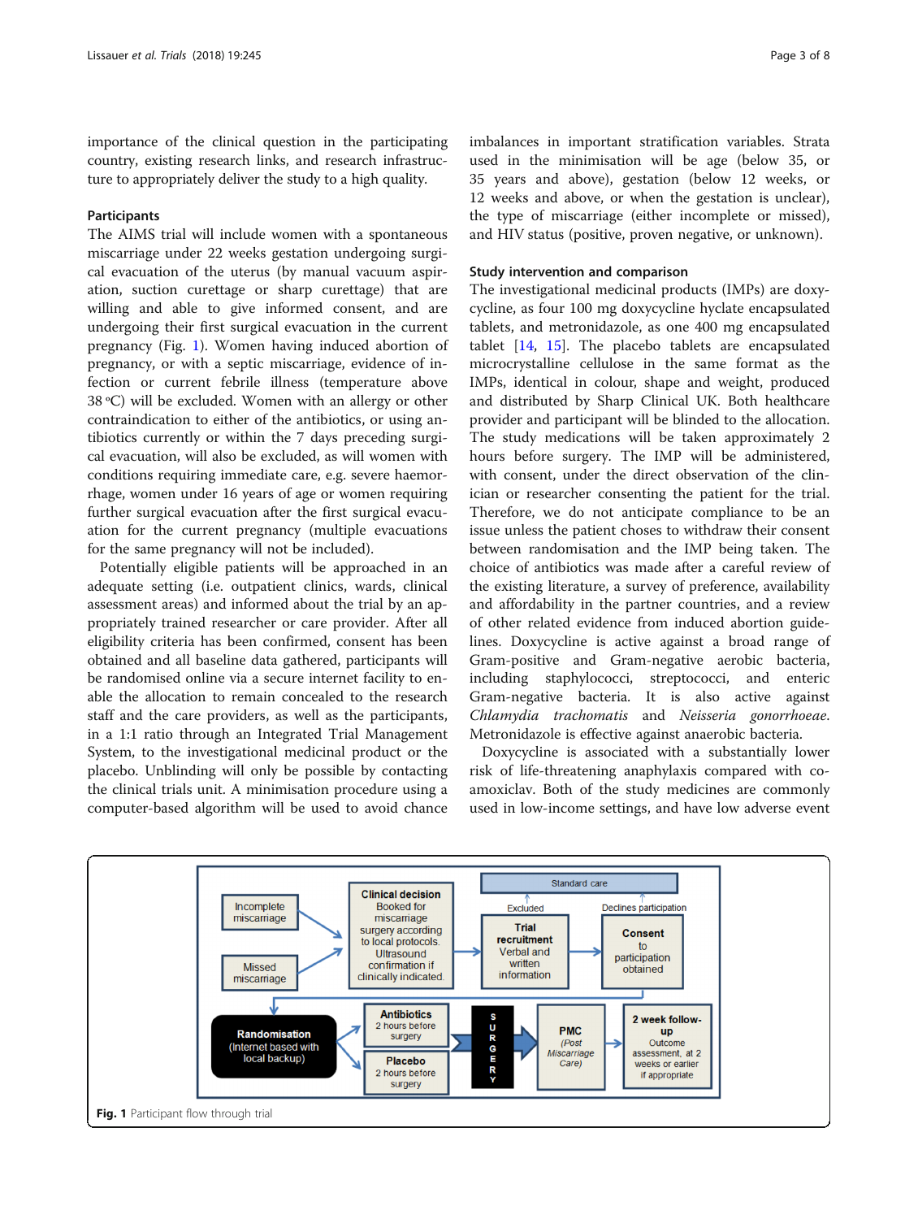importance of the clinical question in the participating country, existing research links, and research infrastructure to appropriately deliver the study to a high quality.

### Participants

The AIMS trial will include women with a spontaneous miscarriage under 22 weeks gestation undergoing surgical evacuation of the uterus (by manual vacuum aspiration, suction curettage or sharp curettage) that are willing and able to give informed consent, and are undergoing their first surgical evacuation in the current pregnancy (Fig. 1). Women having induced abortion of pregnancy, or with a septic miscarriage, evidence of infection or current febrile illness (temperature above 38 °C) will be excluded. Women with an allergy or other contraindication to either of the antibiotics, or using antibiotics currently or within the 7 days preceding surgical evacuation, will also be excluded, as will women with conditions requiring immediate care, e.g. severe haemorrhage, women under 16 years of age or women requiring further surgical evacuation after the first surgical evacuation for the current pregnancy (multiple evacuations for the same pregnancy will not be included).

Potentially eligible patients will be approached in an adequate setting (i.e. outpatient clinics, wards, clinical assessment areas) and informed about the trial by an appropriately trained researcher or care provider. After all eligibility criteria has been confirmed, consent has been obtained and all baseline data gathered, participants will be randomised online via a secure internet facility to enable the allocation to remain concealed to the research staff and the care providers, as well as the participants, in a 1:1 ratio through an Integrated Trial Management System, to the investigational medicinal product or the placebo. Unblinding will only be possible by contacting the clinical trials unit. A minimisation procedure using a computer-based algorithm will be used to avoid chance imbalances in important stratification variables. Strata used in the minimisation will be age (below 35, or 35 years and above), gestation (below 12 weeks, or 12 weeks and above, or when the gestation is unclear), the type of miscarriage (either incomplete or missed), and HIV status (positive, proven negative, or unknown).

### Study intervention and comparison

The investigational medicinal products (IMPs) are doxycycline, as four 100 mg doxycycline hyclate encapsulated tablets, and metronidazole, as one 400 mg encapsulated tablet [14, 15]. The placebo tablets are encapsulated microcrystalline cellulose in the same format as the IMPs, identical in colour, shape and weight, produced and distributed by Sharp Clinical UK. Both healthcare provider and participant will be blinded to the allocation. The study medications will be taken approximately 2 hours before surgery. The IMP will be administered, with consent, under the direct observation of the clinician or researcher consenting the patient for the trial. Therefore, we do not anticipate compliance to be an issue unless the patient choses to withdraw their consent between randomisation and the IMP being taken. The choice of antibiotics was made after a careful review of the existing literature, a survey of preference, availability and affordability in the partner countries, and a review of other related evidence from induced abortion guidelines. Doxycycline is active against a broad range of Gram-positive and Gram-negative aerobic bacteria, including staphylococci, streptococci, and enteric Gram-negative bacteria. It is also active against *Chlamydia trachomatis* and *Neisseria gonorrhoeae*. Metronidazole is effective against anaerobic bacteria.

Doxycycline is associated with a substantially lower risk of life-threatening anaphylaxis compared with co-amoxiclav. Both of the study medicines are commonly used in low-income settings, and have low adverse event

Incomplete miscarriage | Missed miscarriage → Clinical decision: Booked for miscarriage surgery according to local protocols. Ultrasound confirmation if clinically indicated → Trial recruitment: Verbal and written information (Excluded → Standard care) → Consent to participation obtained (Declines participation → Standard care) → Randomisation (Internet based with local backup) → Antibiotics 2 hours before surgery / Placebo 2 hours before surgery → SURGERY → PMC (Post Miscarriage Care) → 2 week follow-up: Outcome assessment, at 2 weeks or earlier if appropriate

**Fig. 1** Participant flow through trial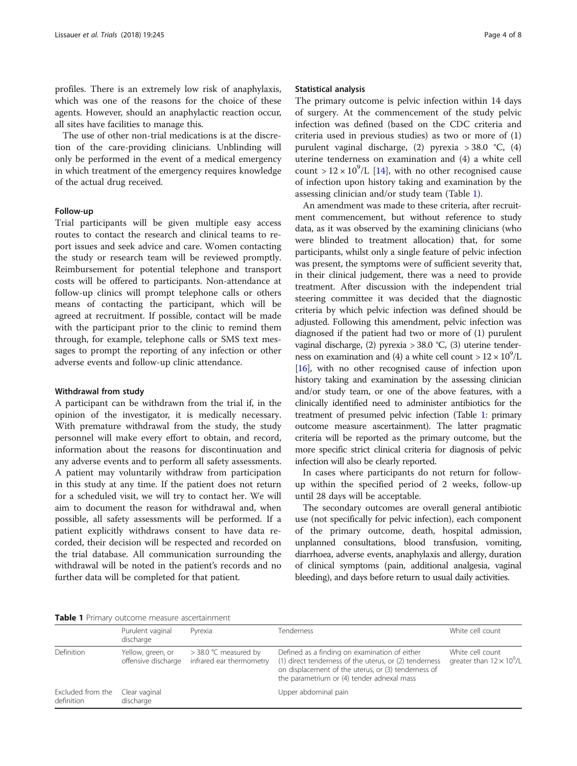profiles. There is an extremely low risk of anaphylaxis, which was one of the reasons for the choice of these agents. However, should an anaphylactic reaction occur, all sites have facilities to manage this.

The use of other non-trial medications is at the discretion of the care-providing clinicians. Unblinding will only be performed in the event of a medical emergency in which treatment of the emergency requires knowledge of the actual drug received.

### Follow-up

Trial participants will be given multiple easy access routes to contact the research and clinical teams to report issues and seek advice and care. Women contacting the study or research team will be reviewed promptly. Reimbursement for potential telephone and transport costs will be offered to participants. Non-attendance at follow-up clinics will prompt telephone calls or others means of contacting the participant, which will be agreed at recruitment. If possible, contact will be made with the participant prior to the clinic to remind them through, for example, telephone calls or SMS text messages to prompt the reporting of any infection or other adverse events and follow-up clinic attendance.

### Withdrawal from study

A participant can be withdrawn from the trial if, in the opinion of the investigator, it is medically necessary. With premature withdrawal from the study, the study personnel will make every effort to obtain, and record, information about the reasons for discontinuation and any adverse events and to perform all safety assessments. A patient may voluntarily withdraw from participation in this study at any time. If the patient does not return for a scheduled visit, we will try to contact her. We will aim to document the reason for withdrawal and, when possible, all safety assessments will be performed. If a patient explicitly withdraws consent to have data recorded, their decision will be respected and recorded on the trial database. All communication surrounding the withdrawal will be noted in the patient's records and no further data will be completed for that patient.

### Statistical analysis

The primary outcome is pelvic infection within 14 days of surgery. At the commencement of the study pelvic infection was defined (based on the CDC criteria and criteria used in previous studies) as two or more of (1) purulent vaginal discharge, (2) pyrexia > 38.0 °C, (4) uterine tenderness on examination and (4) a white cell count $> 12 \times 10^9$/L [14], with no other recognised cause of infection upon history taking and examination by the assessing clinician and/or study team (Table 1).

An amendment was made to these criteria, after recruitment commencement, but without reference to study data, as it was observed by the examining clinicians (who were blinded to treatment allocation) that, for some participants, whilst only a single feature of pelvic infection was present, the symptoms were of sufficient severity that, in their clinical judgement, there was a need to provide treatment. After discussion with the independent trial steering committee it was decided that the diagnostic criteria by which pelvic infection was defined should be adjusted. Following this amendment, pelvic infection was diagnosed if the patient had two or more of (1) purulent vaginal discharge, (2) pyrexia > 38.0 °C, (3) uterine tenderness on examination and (4) a white cell count $> 12 \times 10^9$/L [16], with no other recognised cause of infection upon history taking and examination by the assessing clinician and/or study team, or one of the above features, with a clinically identified need to administer antibiotics for the treatment of presumed pelvic infection (Table 1: primary outcome measure ascertainment). The latter pragmatic criteria will be reported as the primary outcome, but the more specific strict clinical criteria for diagnosis of pelvic infection will also be clearly reported.

In cases where participants do not return for follow-up within the specified period of 2 weeks, follow-up until 28 days will be acceptable.

The secondary outcomes are overall general antibiotic use (not specifically for pelvic infection), each component of the primary outcome, death, hospital admission, unplanned consultations, blood transfusion, vomiting, diarrhoea, adverse events, anaphylaxis and allergy, duration of clinical symptoms (pain, additional analgesia, vaginal bleeding), and days before return to usual daily activities.

**Table 1** Primary outcome measure ascertainment

| | Purulent vaginal discharge | Pyrexia | Tenderness | White cell count |
|---|---|---|---|---|
| Definition | Yellow, green, or offensive discharge | > 38.0 °C measured by infrared ear thermometry | Defined as a finding on examination of either (1) direct tenderness of the uterus, or (2) tenderness on displacement of the uterus, or (3) tenderness of the parametrium or (4) tender adnexal mass | White cell count greater than $12 \times 10^9$/L |
| Excluded from the definition | Clear vaginal discharge | | Upper abdominal pain | |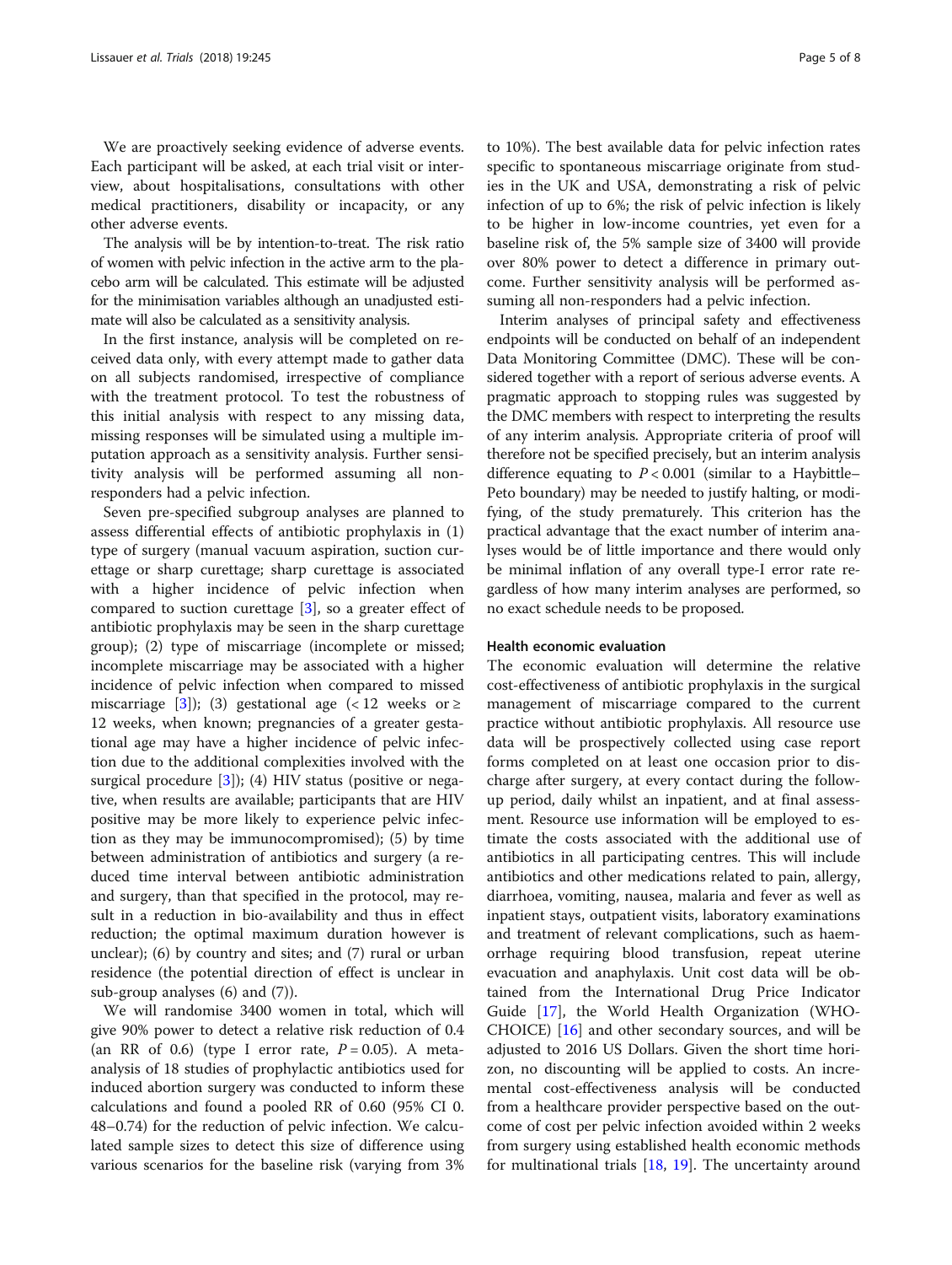We are proactively seeking evidence of adverse events. Each participant will be asked, at each trial visit or interview, about hospitalisations, consultations with other medical practitioners, disability or incapacity, or any other adverse events.

The analysis will be by intention-to-treat. The risk ratio of women with pelvic infection in the active arm to the placebo arm will be calculated. This estimate will be adjusted for the minimisation variables although an unadjusted estimate will also be calculated as a sensitivity analysis.

In the first instance, analysis will be completed on received data only, with every attempt made to gather data on all subjects randomised, irrespective of compliance with the treatment protocol. To test the robustness of this initial analysis with respect to any missing data, missing responses will be simulated using a multiple imputation approach as a sensitivity analysis. Further sensitivity analysis will be performed assuming all non-responders had a pelvic infection.

Seven pre-specified subgroup analyses are planned to assess differential effects of antibiotic prophylaxis in (1) type of surgery (manual vacuum aspiration, suction curettage or sharp curettage; sharp curettage is associated with a higher incidence of pelvic infection when compared to suction curettage [3], so a greater effect of antibiotic prophylaxis may be seen in the sharp curettage group); (2) type of miscarriage (incomplete or missed; incomplete miscarriage may be associated with a higher incidence of pelvic infection when compared to missed miscarriage [3]); (3) gestational age ($< 12$ weeks or $\geq 12$ weeks, when known; pregnancies of a greater gestational age may have a higher incidence of pelvic infection due to the additional complexities involved with the surgical procedure [3]); (4) HIV status (positive or negative, when results are available; participants that are HIV positive may be more likely to experience pelvic infection as they may be immunocompromised); (5) by time between administration of antibiotics and surgery (a reduced time interval between antibiotic administration and surgery, than that specified in the protocol, may result in a reduction in bio-availability and thus in effect reduction; the optimal maximum duration however is unclear); (6) by country and sites; and (7) rural or urban residence (the potential direction of effect is unclear in sub-group analyses (6) and (7)).

We will randomise 3400 women in total, which will give 90% power to detect a relative risk reduction of 0.4 (an RR of 0.6) (type I error rate, $P = 0.05$). A meta-analysis of 18 studies of prophylactic antibiotics used for induced abortion surgery was conducted to inform these calculations and found a pooled RR of 0.60 (95% CI 0.48–0.74) for the reduction of pelvic infection. We calculated sample sizes to detect this size of difference using various scenarios for the baseline risk (varying from 3% to 10%). The best available data for pelvic infection rates specific to spontaneous miscarriage originate from studies in the UK and USA, demonstrating a risk of pelvic infection of up to 6%; the risk of pelvic infection is likely to be higher in low-income countries, yet even for a baseline risk of, the 5% sample size of 3400 will provide over 80% power to detect a difference in primary outcome. Further sensitivity analysis will be performed assuming all non-responders had a pelvic infection.

Interim analyses of principal safety and effectiveness endpoints will be conducted on behalf of an independent Data Monitoring Committee (DMC). These will be considered together with a report of serious adverse events. A pragmatic approach to stopping rules was suggested by the DMC members with respect to interpreting the results of any interim analysis. Appropriate criteria of proof will therefore not be specified precisely, but an interim analysis difference equating to $P < 0.001$ (similar to a Haybittle–Peto boundary) may be needed to justify halting, or modifying, of the study prematurely. This criterion has the practical advantage that the exact number of interim analyses would be of little importance and there would only be minimal inflation of any overall type-I error rate regardless of how many interim analyses are performed, so no exact schedule needs to be proposed.

### Health economic evaluation

The economic evaluation will determine the relative cost-effectiveness of antibiotic prophylaxis in the surgical management of miscarriage compared to the current practice without antibiotic prophylaxis. All resource use data will be prospectively collected using case report forms completed on at least one occasion prior to discharge after surgery, at every contact during the follow-up period, daily whilst an inpatient, and at final assessment. Resource use information will be employed to estimate the costs associated with the additional use of antibiotics in all participating centres. This will include antibiotics and other medications related to pain, allergy, diarrhoea, vomiting, nausea, malaria and fever as well as inpatient stays, outpatient visits, laboratory examinations and treatment of relevant complications, such as haemorrhage requiring blood transfusion, repeat uterine evacuation and anaphylaxis. Unit cost data will be obtained from the International Drug Price Indicator Guide [17], the World Health Organization (WHO-CHOICE) [16] and other secondary sources, and will be adjusted to 2016 US Dollars. Given the short time horizon, no discounting will be applied to costs. An incremental cost-effectiveness analysis will be conducted from a healthcare provider perspective based on the outcome of cost per pelvic infection avoided within 2 weeks from surgery using established health economic methods for multinational trials [18, 19]. The uncertainty around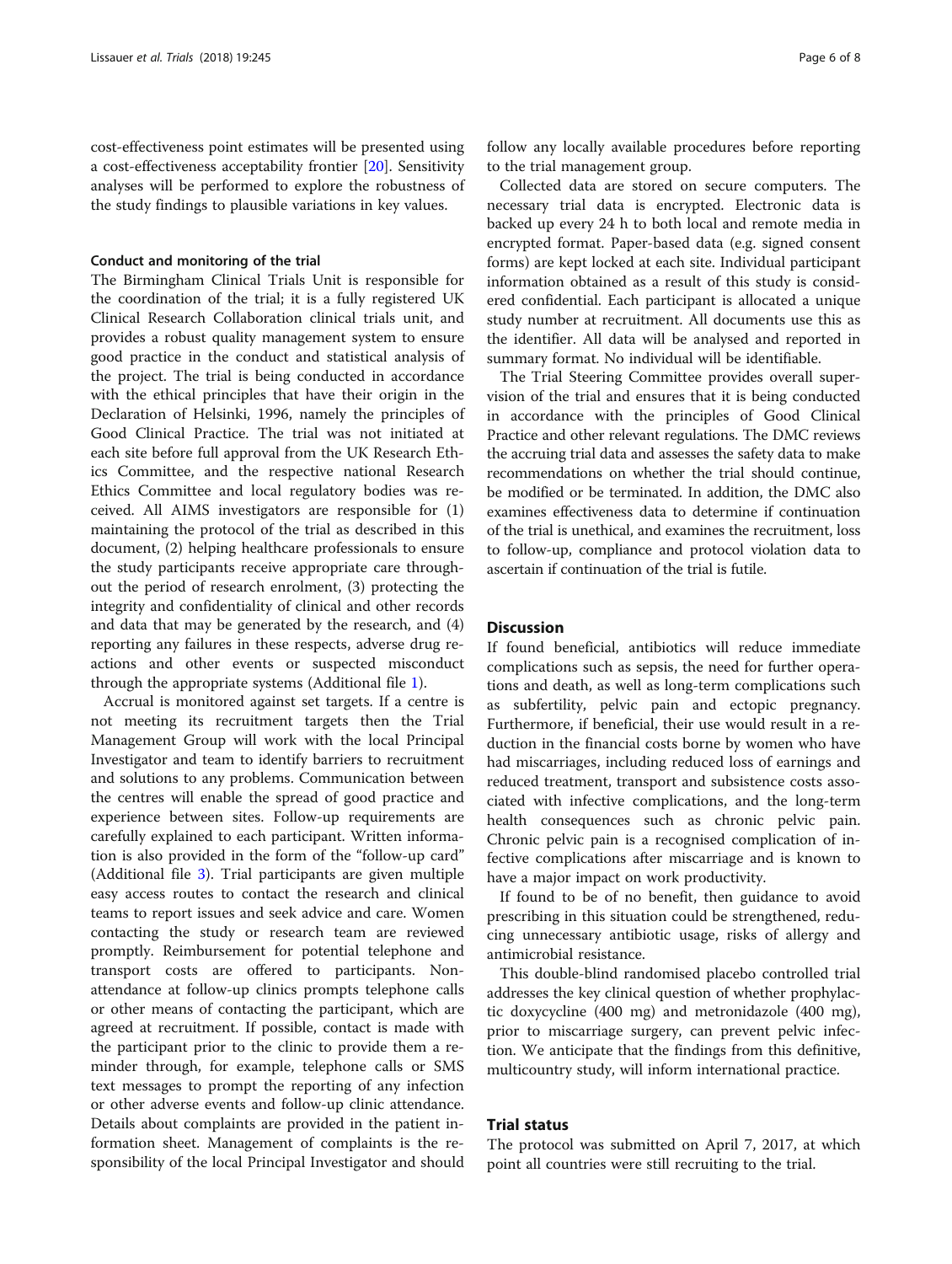cost-effectiveness point estimates will be presented using a cost-effectiveness acceptability frontier [20]. Sensitivity analyses will be performed to explore the robustness of the study findings to plausible variations in key values.

#### Conduct and monitoring of the trial

The Birmingham Clinical Trials Unit is responsible for the coordination of the trial; it is a fully registered UK Clinical Research Collaboration clinical trials unit, and provides a robust quality management system to ensure good practice in the conduct and statistical analysis of the project. The trial is being conducted in accordance with the ethical principles that have their origin in the Declaration of Helsinki, 1996, namely the principles of Good Clinical Practice. The trial was not initiated at each site before full approval from the UK Research Ethics Committee, and the respective national Research Ethics Committee and local regulatory bodies was received. All AIMS investigators are responsible for (1) maintaining the protocol of the trial as described in this document, (2) helping healthcare professionals to ensure the study participants receive appropriate care throughout the period of research enrolment, (3) protecting the integrity and confidentiality of clinical and other records and data that may be generated by the research, and (4) reporting any failures in these respects, adverse drug reactions and other events or suspected misconduct through the appropriate systems (Additional file 1).

Accrual is monitored against set targets. If a centre is not meeting its recruitment targets then the Trial Management Group will work with the local Principal Investigator and team to identify barriers to recruitment and solutions to any problems. Communication between the centres will enable the spread of good practice and experience between sites. Follow-up requirements are carefully explained to each participant. Written information is also provided in the form of the "follow-up card" (Additional file 3). Trial participants are given multiple easy access routes to contact the research and clinical teams to report issues and seek advice and care. Women contacting the study or research team are reviewed promptly. Reimbursement for potential telephone and transport costs are offered to participants. Non-attendance at follow-up clinics prompts telephone calls or other means of contacting the participant, which are agreed at recruitment. If possible, contact is made with the participant prior to the clinic to provide them a reminder through, for example, telephone calls or SMS text messages to prompt the reporting of any infection or other adverse events and follow-up clinic attendance. Details about complaints are provided in the patient information sheet. Management of complaints is the responsibility of the local Principal Investigator and should follow any locally available procedures before reporting to the trial management group.

Collected data are stored on secure computers. The necessary trial data is encrypted. Electronic data is backed up every 24 h to both local and remote media in encrypted format. Paper-based data (e.g. signed consent forms) are kept locked at each site. Individual participant information obtained as a result of this study is considered confidential. Each participant is allocated a unique study number at recruitment. All documents use this as the identifier. All data will be analysed and reported in summary format. No individual will be identifiable.

The Trial Steering Committee provides overall supervision of the trial and ensures that it is being conducted in accordance with the principles of Good Clinical Practice and other relevant regulations. The DMC reviews the accruing trial data and assesses the safety data to make recommendations on whether the trial should continue, be modified or be terminated. In addition, the DMC also examines effectiveness data to determine if continuation of the trial is unethical, and examines the recruitment, loss to follow-up, compliance and protocol violation data to ascertain if continuation of the trial is futile.

## Discussion

If found beneficial, antibiotics will reduce immediate complications such as sepsis, the need for further operations and death, as well as long-term complications such as subfertility, pelvic pain and ectopic pregnancy. Furthermore, if beneficial, their use would result in a reduction in the financial costs borne by women who have had miscarriages, including reduced loss of earnings and reduced treatment, transport and subsistence costs associated with infective complications, and the long-term health consequences such as chronic pelvic pain. Chronic pelvic pain is a recognised complication of infective complications after miscarriage and is known to have a major impact on work productivity.

If found to be of no benefit, then guidance to avoid prescribing in this situation could be strengthened, reducing unnecessary antibiotic usage, risks of allergy and antimicrobial resistance.

This double-blind randomised placebo controlled trial addresses the key clinical question of whether prophylactic doxycycline (400 mg) and metronidazole (400 mg), prior to miscarriage surgery, can prevent pelvic infection. We anticipate that the findings from this definitive, multicountry study, will inform international practice.

## Trial status

The protocol was submitted on April 7, 2017, at which point all countries were still recruiting to the trial.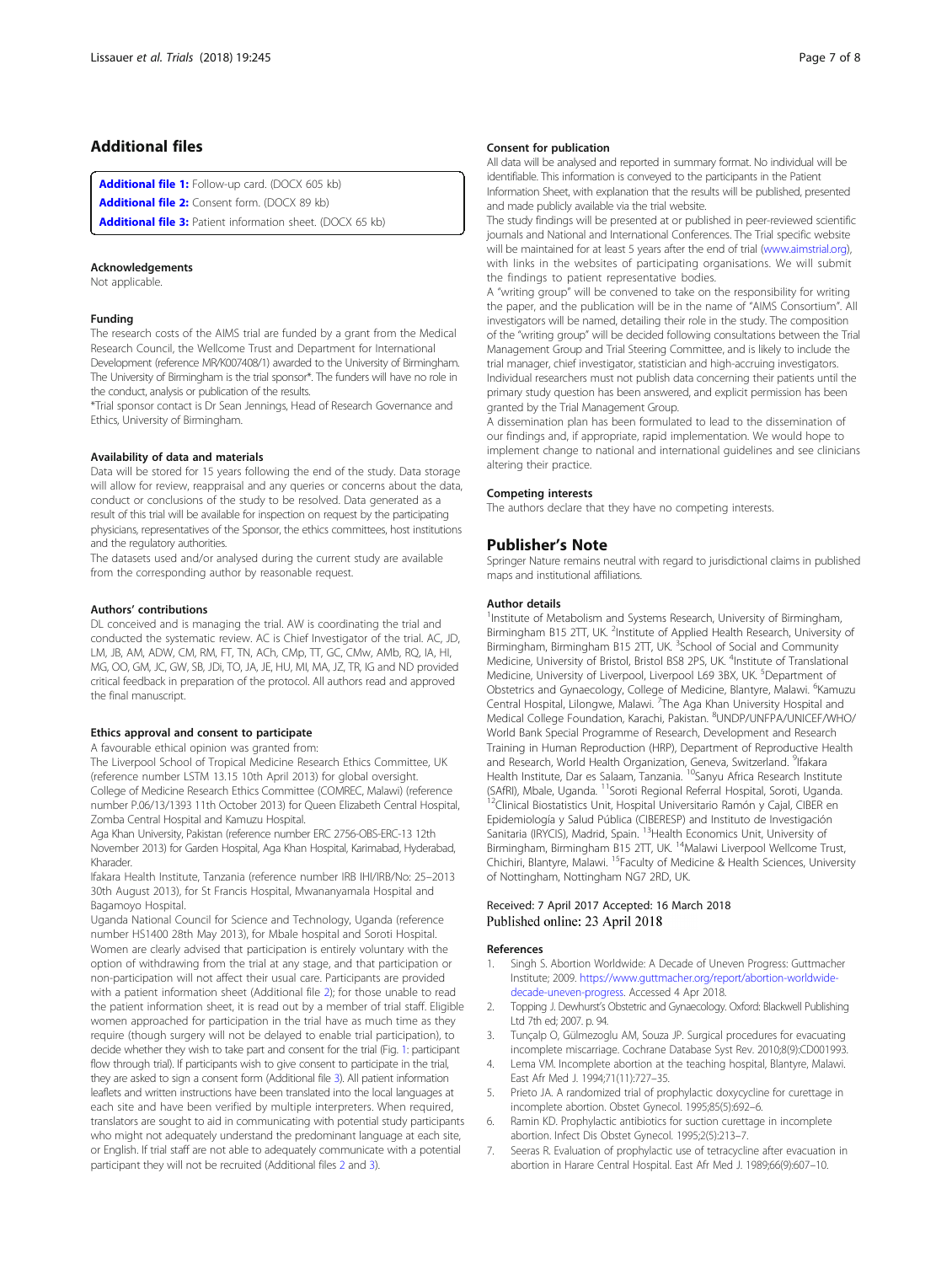## Additional files

**Additional file 1:** Follow-up card. (DOCX 605 kb)
**Additional file 2:** Consent form. (DOCX 89 kb)
**Additional file 3:** Patient information sheet. (DOCX 65 kb)

### Acknowledgements

Not applicable.

### Funding

The research costs of the AIMS trial are funded by a grant from the Medical Research Council, the Wellcome Trust and Department for International Development (reference MR/K007408/1) awarded to the University of Birmingham. The University of Birmingham is the trial sponsor*. The funders will have no role in the conduct, analysis or publication of the results.
*Trial sponsor contact is Dr Sean Jennings, Head of Research Governance and Ethics, University of Birmingham.

### Availability of data and materials

Data will be stored for 15 years following the end of the study. Data storage will allow for review, reappraisal and any queries or concerns about the data, conduct or conclusions of the study to be resolved. Data generated as a result of this trial will be available for inspection on request by the participating physicians, representatives of the Sponsor, the ethics committees, host institutions and the regulatory authorities.
The datasets used and/or analysed during the current study are available from the corresponding author by reasonable request.

### Authors' contributions

DL conceived and is managing the trial. AW is coordinating the trial and conducted the systematic review. AC is Chief Investigator of the trial. AC, JD, LM, JB, AM, ADW, CM, RM, FT, TN, ACh, CMp, TT, GC, CMw, AMb, RQ, IA, HI, MG, OO, GM, JC, GW, SB, JDi, TO, JA, JE, HU, MI, MA, JZ, TR, IG and ND provided critical feedback in preparation of the protocol. All authors read and approved the final manuscript.

### Ethics approval and consent to participate

A favourable ethical opinion was granted from:
The Liverpool School of Tropical Medicine Research Ethics Committee, UK (reference number LSTM 13.15 10th April 2013) for global oversight.
College of Medicine Research Ethics Committee (COMREC, Malawi) (reference number P.06/13/1393 11th October 2013) for Queen Elizabeth Central Hospital, Zomba Central Hospital and Kamuzu Hospital.
Aga Khan University, Pakistan (reference number ERC 2756-OBS-ERC-13 12th November 2013) for Garden Hospital, Aga Khan Hospital, Karimabad, Hyderabad, Kharader.
Ifakara Health Institute, Tanzania (reference number IRB IHI/IRB/No: 25–2013 30th August 2013), for St Francis Hospital, Mwananyamala Hospital and Bagamoyo Hospital.
Uganda National Council for Science and Technology, Uganda (reference number HS1400 28th May 2013), for Mbale hospital and Soroti Hospital.
Women are clearly advised that participation is entirely voluntary with the option of withdrawing from the trial at any stage, and that participation or non-participation will not affect their usual care. Participants are provided with a patient information sheet (Additional file 2); for those unable to read the patient information sheet, it is read out by a member of trial staff. Eligible women approached for participation in the trial have as much time as they require (though surgery will not be delayed to enable trial participation), to decide whether they wish to take part and consent for the trial (Fig. 1: participant flow through trial). If participants wish to give consent to participate in the trial, they are asked to sign a consent form (Additional file 3). All patient information leaflets and written instructions have been translated into the local languages at each site and have been verified by multiple interpreters. When required, translators are sought to aid in communicating with potential study participants who might not adequately understand the predominant language at each site, or English. If trial staff are not able to adequately communicate with a potential participant they will not be recruited (Additional files 2 and 3).

### Consent for publication

All data will be analysed and reported in summary format. No individual will be identifiable. This information is conveyed to the participants in the Patient Information Sheet, with explanation that the results will be published, presented and made publicly available via the trial website.
The study findings will be presented at or published in peer-reviewed scientific journals and National and International Conferences. The Trial specific website will be maintained for at least 5 years after the end of trial (www.aimstrial.org), with links in the websites of participating organisations. We will submit the findings to patient representative bodies.
A "writing group" will be convened to take on the responsibility for writing the paper, and the publication will be in the name of "AIMS Consortium". All investigators will be named, detailing their role in the study. The composition of the "writing group" will be decided following consultations between the Trial Management Group and Trial Steering Committee, and is likely to include the trial manager, chief investigator, statistician and high-accruing investigators. Individual researchers must not publish data concerning their patients until the primary study question has been answered, and explicit permission has been granted by the Trial Management Group.
A dissemination plan has been formulated to lead to the dissemination of our findings and, if appropriate, rapid implementation. We would hope to implement change to national and international guidelines and see clinicians altering their practice.

### Competing interests

The authors declare that they have no competing interests.

## Publisher's Note

Springer Nature remains neutral with regard to jurisdictional claims in published maps and institutional affiliations.

### Author details

[1]Institute of Metabolism and Systems Research, University of Birmingham, Birmingham B15 2TT, UK. [2]Institute of Applied Health Research, University of Birmingham, Birmingham B15 2TT, UK. [3]School of Social and Community Medicine, University of Bristol, Bristol BS8 2PS, UK. [4]Institute of Translational Medicine, University of Liverpool, Liverpool L69 3BX, UK. [5]Department of Obstetrics and Gynaecology, College of Medicine, Blantyre, Malawi. [6]Kamuzu Central Hospital, Lilongwe, Malawi. [7]The Aga Khan University Hospital and Medical College Foundation, Karachi, Pakistan. [8]UNDP/UNFPA/UNICEF/WHO/World Bank Special Programme of Research, Development and Research Training in Human Reproduction (HRP), Department of Reproductive Health and Research, World Health Organization, Geneva, Switzerland. [9]Ifakara Health Institute, Dar es Salaam, Tanzania. [10]Sanyu Africa Research Institute (SAfRI), Mbale, Uganda. [11]Soroti Regional Referral Hospital, Soroti, Uganda. [12]Clinical Biostatistics Unit, Hospital Universitario Ramón y Cajal, CIBER en Epidemiología y Salud Pública (CIBERESP) and Instituto de Investigación Sanitaria (IRYCIS), Madrid, Spain. [13]Health Economics Unit, University of Birmingham, Birmingham B15 2TT, UK. [14]Malawi Liverpool Wellcome Trust, Chichiri, Blantyre, Malawi. [15]Faculty of Medicine & Health Sciences, University of Nottingham, Nottingham NG7 2RD, UK.

Received: 7 April 2017 Accepted: 16 March 2018
Published online: 23 April 2018

### References

1. Singh S. Abortion Worldwide: A Decade of Uneven Progress: Guttmacher Institute; 2009. https://www.guttmacher.org/report/abortion-worldwide-decade-uneven-progress. Accessed 4 Apr 2018.
2. Topping J. Dewhurst's Obstetric and Gynaecology. Oxford: Blackwell Publishing Ltd 7th ed; 2007. p. 94.
3. Tunçalp O, Gülmezoglu AM, Souza JP. Surgical procedures for evacuating incomplete miscarriage. Cochrane Database Syst Rev. 2010;8(9):CD001993.
4. Lema VM. Incomplete abortion at the teaching hospital, Blantyre, Malawi. East Afr Med J. 1994;71(11):727–35.
5. Prieto JA. A randomized trial of prophylactic doxycycline for curettage in incomplete abortion. Obstet Gynecol. 1995;85(5):692–6.
6. Ramin KD. Prophylactic antibiotics for suction curettage in incomplete abortion. Infect Dis Obstet Gynecol. 1995;2(5):213–7.
7. Seeras R. Evaluation of prophylactic use of tetracycline after evacuation in abortion in Harare Central Hospital. East Afr Med J. 1989;66(9):607–10.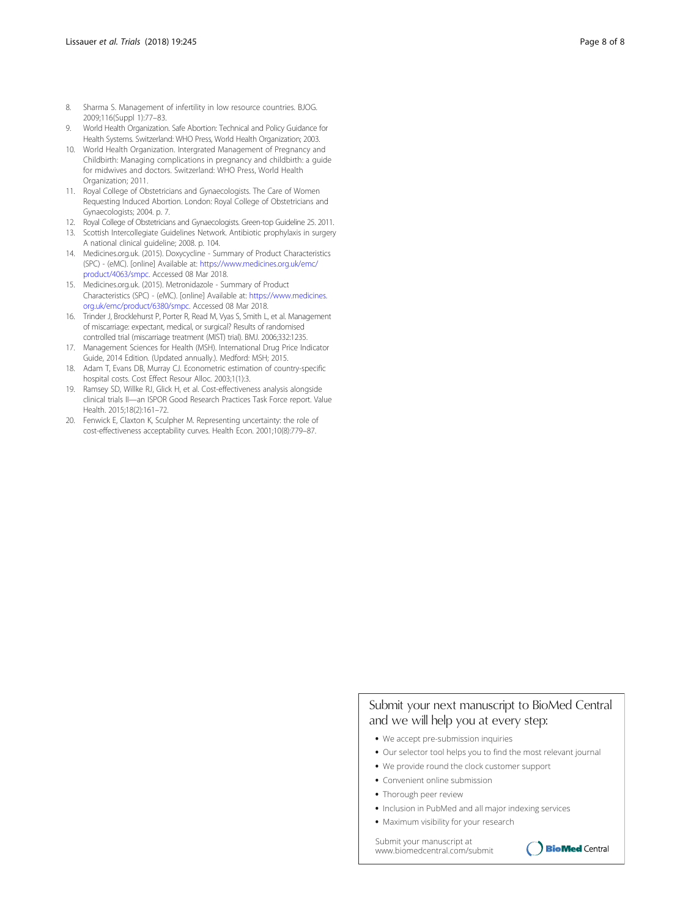8. Sharma S. Management of infertility in low resource countries. BJOG. 2009;116(Suppl 1):77–83.
9. World Health Organization. Safe Abortion: Technical and Policy Guidance for Health Systems. Switzerland: WHO Press, World Health Organization; 2003.
10. World Health Organization. Intergrated Management of Pregnancy and Childbirth: Managing complications in pregnancy and childbirth: a guide for midwives and doctors. Switzerland: WHO Press, World Health Organization; 2011.
11. Royal College of Obstetricians and Gynaecologists. The Care of Women Requesting Induced Abortion. London: Royal College of Obstetricians and Gynaecologists; 2004. p. 7.
12. Royal College of Obstetricians and Gynaecologists. Green-top Guideline 25. 2011.
13. Scottish Intercollegiate Guidelines Network. Antibiotic prophylaxis in surgery A national clinical guideline; 2008. p. 104.
14. Medicines.org.uk. (2015). Doxycycline - Summary of Product Characteristics (SPC) - (eMC). [online] Available at: https://www.medicines.org.uk/emc/product/4063/smpc. Accessed 08 Mar 2018.
15. Medicines.org.uk. (2015). Metronidazole - Summary of Product Characteristics (SPC) - (eMC). [online] Available at: https://www.medicines.org.uk/emc/product/6380/smpc. Accessed 08 Mar 2018.
16. Trinder J, Brocklehurst P, Porter R, Read M, Vyas S, Smith L, et al. Management of miscarriage: expectant, medical, or surgical? Results of randomised controlled trial (miscarriage treatment (MIST) trial). BMJ. 2006;332:1235.
17. Management Sciences for Health (MSH). International Drug Price Indicator Guide, 2014 Edition. (Updated annually.). Medford: MSH; 2015.
18. Adam T, Evans DB, Murray CJ. Econometric estimation of country-specific hospital costs. Cost Effect Resour Alloc. 2003;1(1):3.
19. Ramsey SD, Willke RJ, Glick H, et al. Cost-effectiveness analysis alongside clinical trials II—an ISPOR Good Research Practices Task Force report. Value Health. 2015;18(2):161–72.
20. Fenwick E, Claxton K, Sculpher M. Representing uncertainty: the role of cost-effectiveness acceptability curves. Health Econ. 2001;10(8):779–87.

Submit your next manuscript to BioMed Central and we will help you at every step:

- We accept pre-submission inquiries
- Our selector tool helps you to find the most relevant journal
- We provide round the clock customer support
- Convenient online submission
- Thorough peer review
- Inclusion in PubMed and all major indexing services
- Maximum visibility for your research

Submit your manuscript at
www.biomedcentral.com/submit

BioMed Central